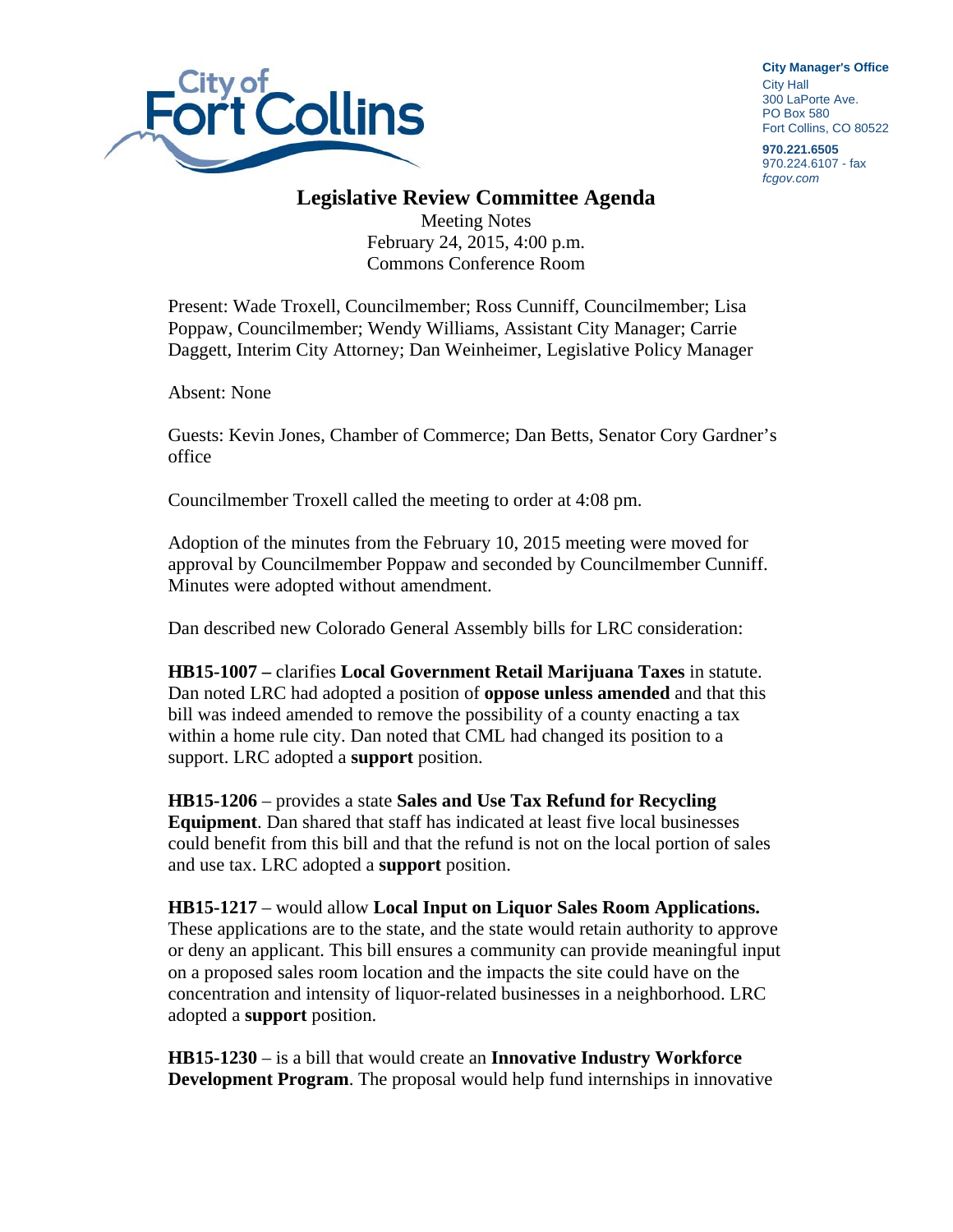City of Fort Collins

**City Manager's Office**
City Hall
300 LaPorte Ave.
PO Box 580
Fort Collins, CO 80522

**970.221.6505**
970.224.6107 - fax
*fcgov.com*

# Legislative Review Committee Agenda

Meeting Notes
February 24, 2015, 4:00 p.m.
Commons Conference Room

Present: Wade Troxell, Councilmember; Ross Cunniff, Councilmember; Lisa Poppaw, Councilmember; Wendy Williams, Assistant City Manager; Carrie Daggett, Interim City Attorney; Dan Weinheimer, Legislative Policy Manager

Absent: None

Guests: Kevin Jones, Chamber of Commerce; Dan Betts, Senator Cory Gardner's office

Councilmember Troxell called the meeting to order at 4:08 pm.

Adoption of the minutes from the February 10, 2015 meeting were moved for approval by Councilmember Poppaw and seconded by Councilmember Cunniff. Minutes were adopted without amendment.

Dan described new Colorado General Assembly bills for LRC consideration:

**HB15-1007 –** clarifies **Local Government Retail Marijuana Taxes** in statute. Dan noted LRC had adopted a position of **oppose unless amended** and that this bill was indeed amended to remove the possibility of a county enacting a tax within a home rule city. Dan noted that CML had changed its position to a support. LRC adopted a **support** position.

**HB15-1206** – provides a state **Sales and Use Tax Refund for Recycling Equipment**. Dan shared that staff has indicated at least five local businesses could benefit from this bill and that the refund is not on the local portion of sales and use tax. LRC adopted a **support** position.

**HB15-1217** – would allow **Local Input on Liquor Sales Room Applications.** These applications are to the state, and the state would retain authority to approve or deny an applicant. This bill ensures a community can provide meaningful input on a proposed sales room location and the impacts the site could have on the concentration and intensity of liquor-related businesses in a neighborhood. LRC adopted a **support** position.

**HB15-1230** – is a bill that would create an **Innovative Industry Workforce Development Program**. The proposal would help fund internships in innovative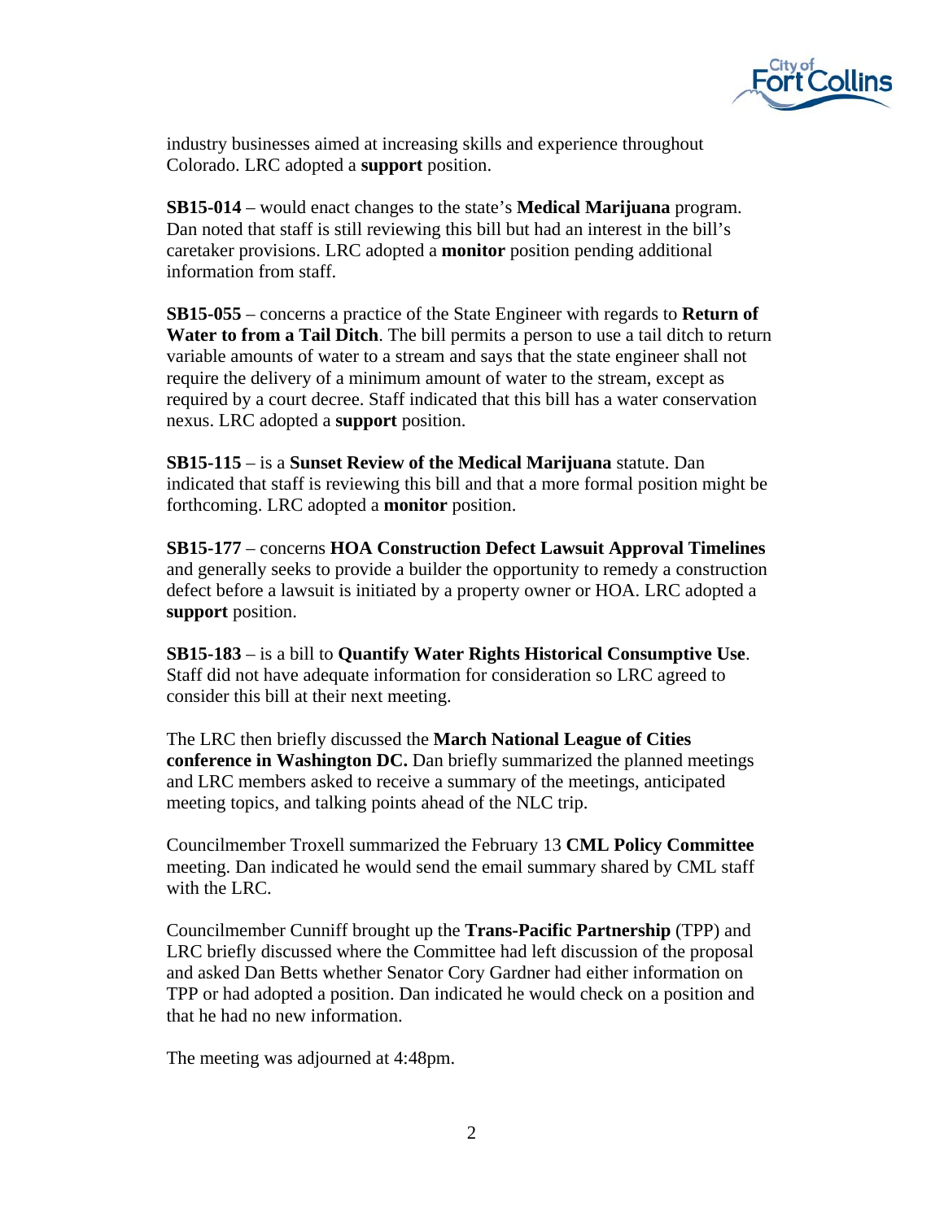industry businesses aimed at increasing skills and experience throughout Colorado. LRC adopted a **support** position.

**SB15-014** – would enact changes to the state's **Medical Marijuana** program. Dan noted that staff is still reviewing this bill but had an interest in the bill's caretaker provisions. LRC adopted a **monitor** position pending additional information from staff.

**SB15-055** – concerns a practice of the State Engineer with regards to **Return of Water to from a Tail Ditch**. The bill permits a person to use a tail ditch to return variable amounts of water to a stream and says that the state engineer shall not require the delivery of a minimum amount of water to the stream, except as required by a court decree. Staff indicated that this bill has a water conservation nexus. LRC adopted a **support** position.

**SB15-115** – is a **Sunset Review of the Medical Marijuana** statute. Dan indicated that staff is reviewing this bill and that a more formal position might be forthcoming. LRC adopted a **monitor** position.

**SB15-177** – concerns **HOA Construction Defect Lawsuit Approval Timelines** and generally seeks to provide a builder the opportunity to remedy a construction defect before a lawsuit is initiated by a property owner or HOA. LRC adopted a **support** position.

**SB15-183** – is a bill to **Quantify Water Rights Historical Consumptive Use**. Staff did not have adequate information for consideration so LRC agreed to consider this bill at their next meeting.

The LRC then briefly discussed the **March National League of Cities conference in Washington DC.** Dan briefly summarized the planned meetings and LRC members asked to receive a summary of the meetings, anticipated meeting topics, and talking points ahead of the NLC trip.

Councilmember Troxell summarized the February 13 **CML Policy Committee** meeting. Dan indicated he would send the email summary shared by CML staff with the LRC.

Councilmember Cunniff brought up the **Trans-Pacific Partnership** (TPP) and LRC briefly discussed where the Committee had left discussion of the proposal and asked Dan Betts whether Senator Cory Gardner had either information on TPP or had adopted a position. Dan indicated he would check on a position and that he had no new information.

The meeting was adjourned at 4:48pm.